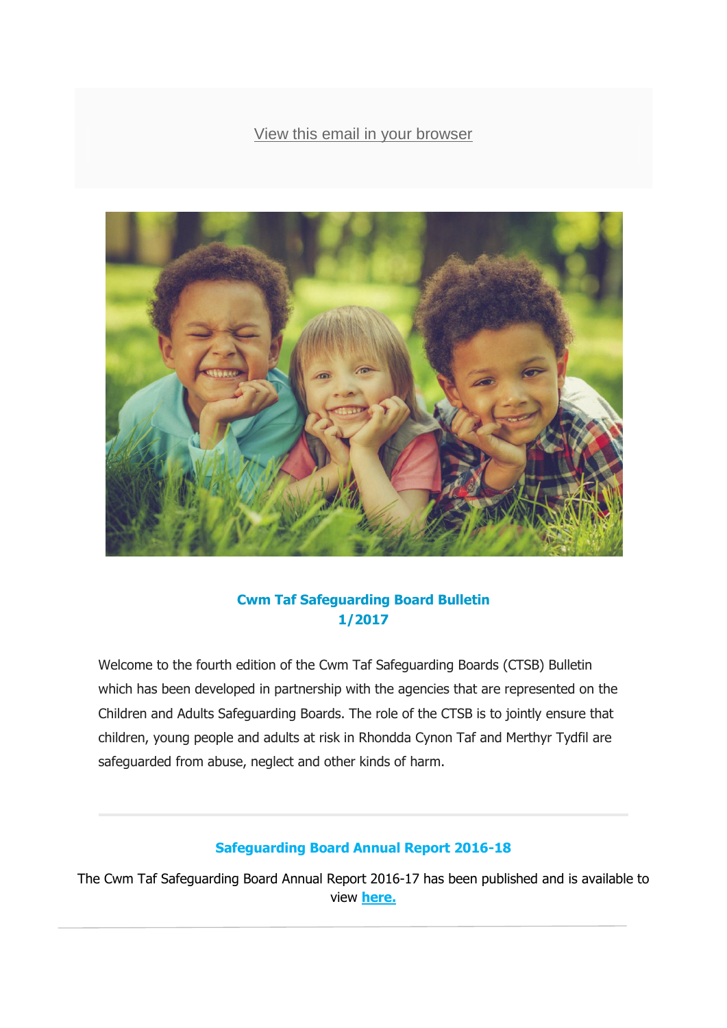View this email in your browser

## Cwm Taf Safeguarding Board Bulletin 1/2017

Welcome to the fourth edition of the Cwm Taf Safeguarding Boards (CTSB) Bulletin which has been developed in partnership with the agencies that are represented on the Children and Adults Safeguarding Boards. The role of the CTSB is to jointly ensure that children, young people and adults at risk in Rhondda Cynon Taf and Merthyr Tydfil are safeguarded from abuse, neglect and other kinds of harm.

---

### Safeguarding Board Annual Report 2016-18

The Cwm Taf Safeguarding Board Annual Report 2016-17 has been published and is available to view **here.**

---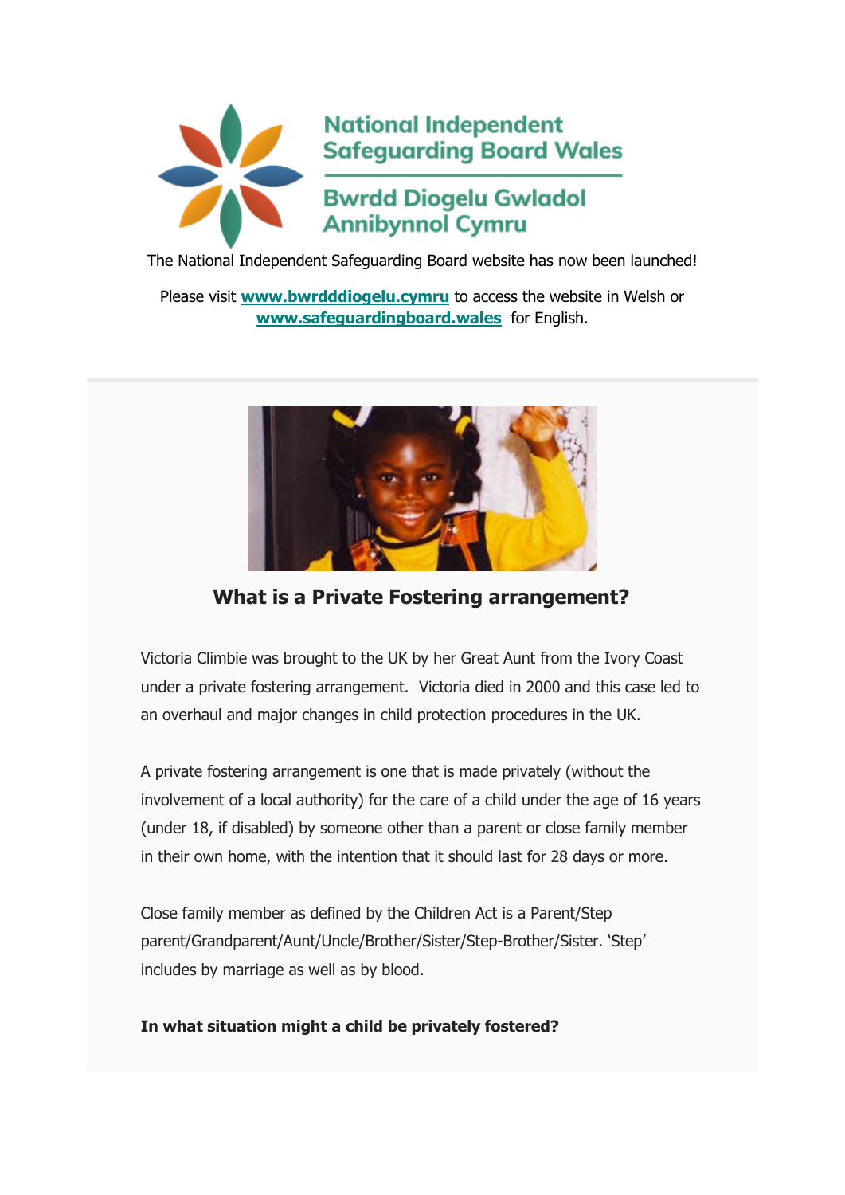National Independent Safeguarding Board Wales

Bwrdd Diogelu Gwladol Annibynnol Cymru

The National Independent Safeguarding Board website has now been launched!

Please visit **www.bwrdddiogelu.cymru** to access the website in Welsh or **www.safeguardingboard.wales** for English.

## What is a Private Fostering arrangement?

Victoria Climbie was brought to the UK by her Great Aunt from the Ivory Coast under a private fostering arrangement. Victoria died in 2000 and this case led to an overhaul and major changes in child protection procedures in the UK.

A private fostering arrangement is one that is made privately (without the involvement of a local authority) for the care of a child under the age of 16 years (under 18, if disabled) by someone other than a parent or close family member in their own home, with the intention that it should last for 28 days or more.

Close family member as defined by the Children Act is a Parent/Step parent/Grandparent/Aunt/Uncle/Brother/Sister/Step-Brother/Sister. 'Step' includes by marriage as well as by blood.

**In what situation might a child be privately fostered?**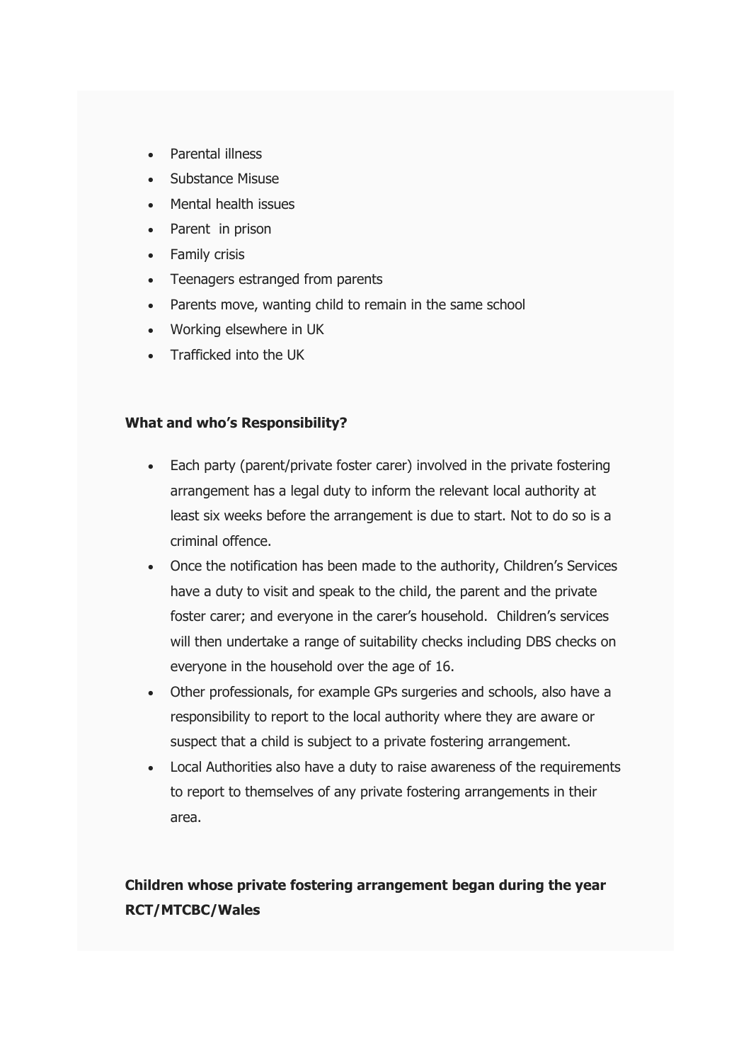- Parental illness
- Substance Misuse
- Mental health issues
- Parent  in prison
- Family crisis
- Teenagers estranged from parents
- Parents move, wanting child to remain in the same school
- Working elsewhere in UK
- Trafficked into the UK

**What and who's Responsibility?**

- Each party (parent/private foster carer) involved in the private fostering arrangement has a legal duty to inform the relevant local authority at least six weeks before the arrangement is due to start. Not to do so is a criminal offence.
- Once the notification has been made to the authority, Children's Services have a duty to visit and speak to the child, the parent and the private foster carer; and everyone in the carer's household.  Children's services will then undertake a range of suitability checks including DBS checks on everyone in the household over the age of 16.
- Other professionals, for example GPs surgeries and schools, also have a responsibility to report to the local authority where they are aware or suspect that a child is subject to a private fostering arrangement.
- Local Authorities also have a duty to raise awareness of the requirements to report to themselves of any private fostering arrangements in their area.

**Children whose private fostering arrangement began during the year RCT/MTCBC/Wales**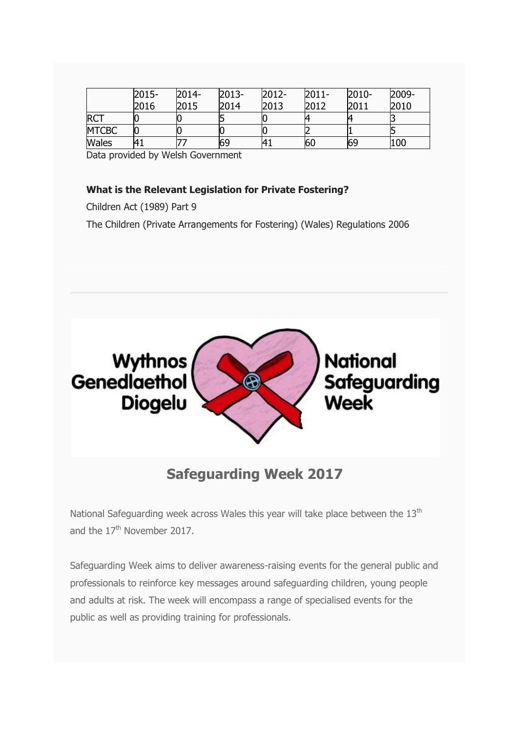| | 2015-2016 | 2014-2015 | 2013-2014 | 2012-2013 | 2011-2012 | 2010-2011 | 2009-2010 |
|---|---|---|---|---|---|---|---|
| RCT | 0 | 0 | 5 | 0 | 4 | 4 | 3 |
| MTCBC | 0 | 0 | 0 | 0 | 2 | 1 | 5 |
| Wales | 41 | 77 | 69 | 41 | 60 | 69 | 100 |

Data provided by Welsh Government

**What is the Relevant Legislation for Private Fostering?**

Children Act (1989) Part 9

The Children (Private Arrangements for Fostering) (Wales) Regulations 2006

Wythnos Genedlaethol Diogelu / National Safeguarding Week

## Safeguarding Week 2017

National Safeguarding week across Wales this year will take place between the 13th and the 17th November 2017.

Safeguarding Week aims to deliver awareness-raising events for the general public and professionals to reinforce key messages around safeguarding children, young people and adults at risk. The week will encompass a range of specialised events for the public as well as providing training for professionals.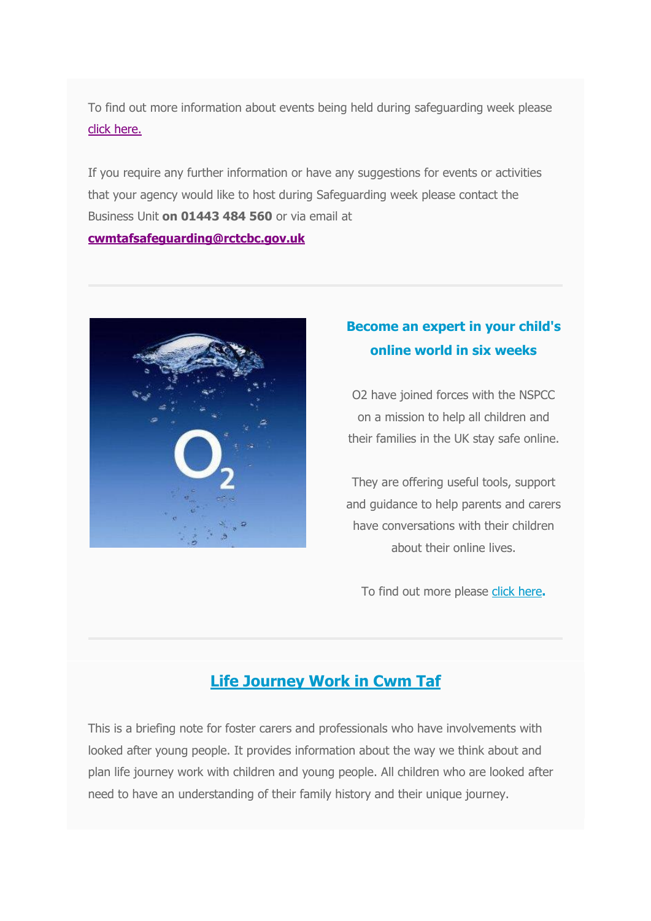To find out more information about events being held during safeguarding week please click here.

If you require any further information or have any suggestions for events or activities that your agency would like to host during Safeguarding week please contact the Business Unit **on 01443 484 560** or via email at **cwmtafsafeguarding@rctcbc.gov.uk**

---

## Become an expert in your child's online world in six weeks

O2 have joined forces with the NSPCC on a mission to help all children and their families in the UK stay safe online.

They are offering useful tools, support and guidance to help parents and carers have conversations with their children about their online lives.

To find out more please click here.

---

## Life Journey Work in Cwm Taf

This is a briefing note for foster carers and professionals who have involvements with looked after young people. It provides information about the way we think about and plan life journey work with children and young people. All children who are looked after need to have an understanding of their family history and their unique journey.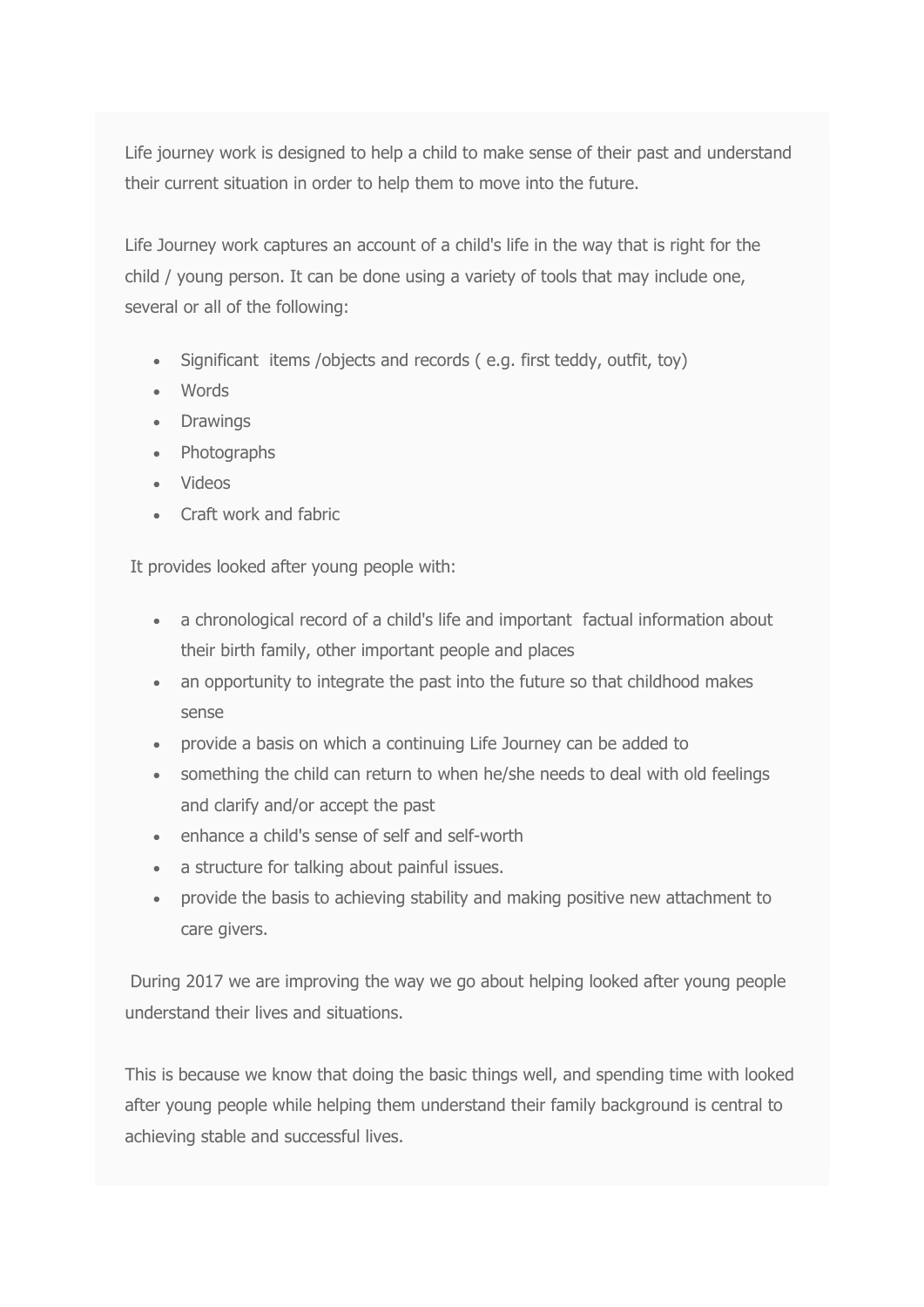Life journey work is designed to help a child to make sense of their past and understand their current situation in order to help them to move into the future.

Life Journey work captures an account of a child's life in the way that is right for the child / young person. It can be done using a variety of tools that may include one, several or all of the following:

- Significant items /objects and records ( e.g. first teddy, outfit, toy)
- Words
- Drawings
- Photographs
- Videos
- Craft work and fabric

It provides looked after young people with:

- a chronological record of a child's life and important factual information about their birth family, other important people and places
- an opportunity to integrate the past into the future so that childhood makes sense
- provide a basis on which a continuing Life Journey can be added to
- something the child can return to when he/she needs to deal with old feelings and clarify and/or accept the past
- enhance a child's sense of self and self-worth
- a structure for talking about painful issues.
- provide the basis to achieving stability and making positive new attachment to care givers.

During 2017 we are improving the way we go about helping looked after young people understand their lives and situations.

This is because we know that doing the basic things well, and spending time with looked after young people while helping them understand their family background is central to achieving stable and successful lives.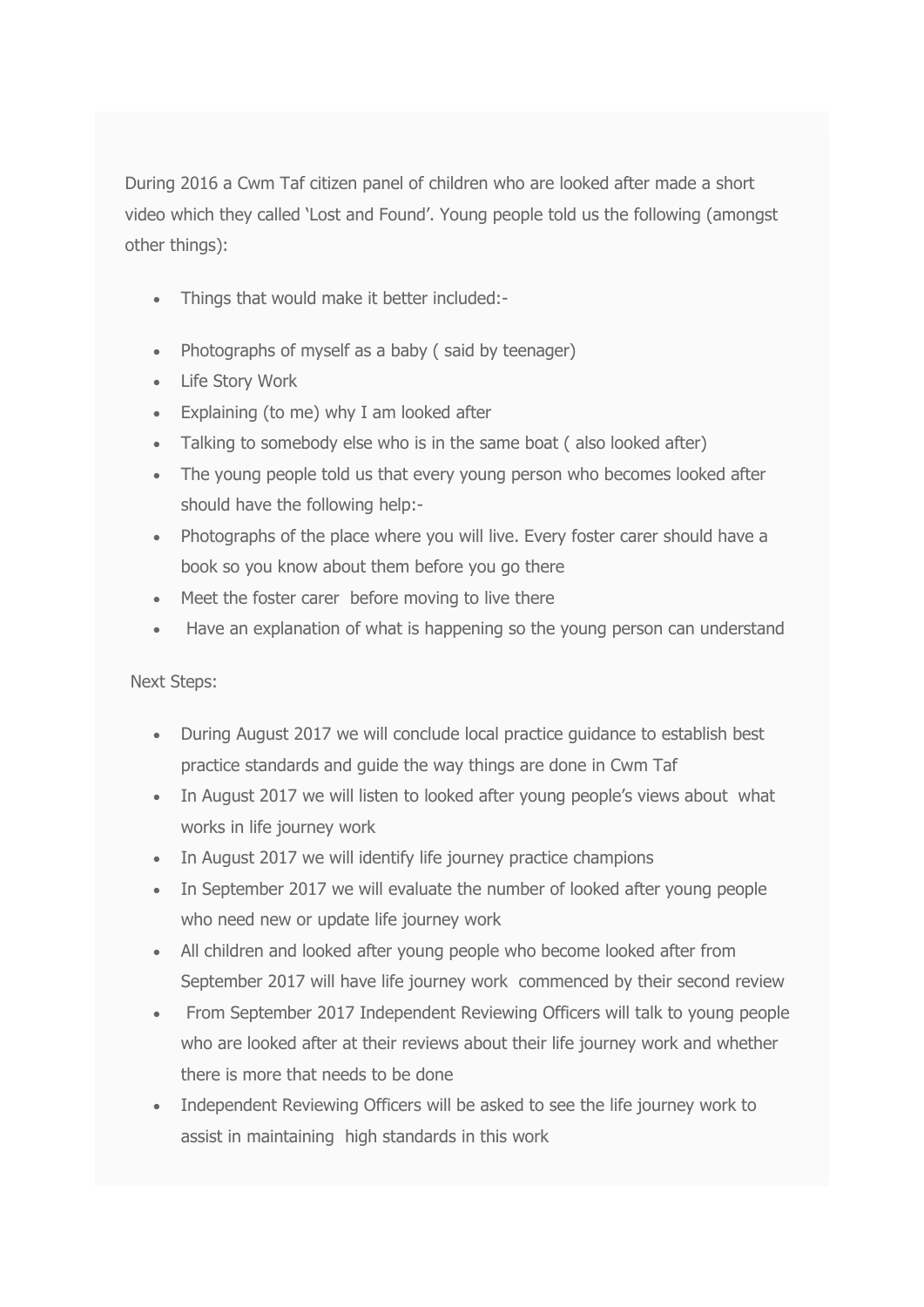During 2016 a Cwm Taf citizen panel of children who are looked after made a short video which they called 'Lost and Found'. Young people told us the following (amongst other things):

- Things that would make it better included:-
- Photographs of myself as a baby ( said by teenager)
- Life Story Work
- Explaining (to me) why I am looked after
- Talking to somebody else who is in the same boat ( also looked after)
- The young people told us that every young person who becomes looked after should have the following help:-
- Photographs of the place where you will live. Every foster carer should have a book so you know about them before you go there
- Meet the foster carer before moving to live there
- Have an explanation of what is happening so the young person can understand

Next Steps:

- During August 2017 we will conclude local practice guidance to establish best practice standards and guide the way things are done in Cwm Taf
- In August 2017 we will listen to looked after young people's views about what works in life journey work
- In August 2017 we will identify life journey practice champions
- In September 2017 we will evaluate the number of looked after young people who need new or update life journey work
- All children and looked after young people who become looked after from September 2017 will have life journey work commenced by their second review
- From September 2017 Independent Reviewing Officers will talk to young people who are looked after at their reviews about their life journey work and whether there is more that needs to be done
- Independent Reviewing Officers will be asked to see the life journey work to assist in maintaining high standards in this work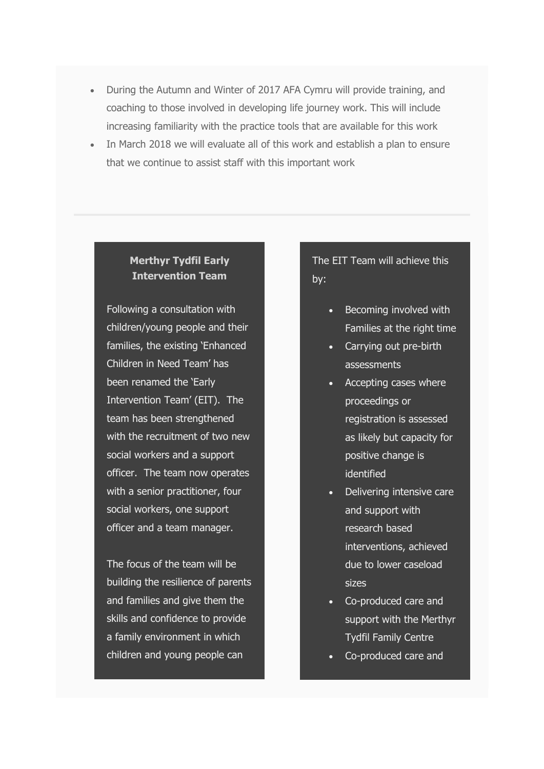- During the Autumn and Winter of 2017 AFA Cymru will provide training, and coaching to those involved in developing life journey work. This will include increasing familiarity with the practice tools that are available for this work
- In March 2018 we will evaluate all of this work and establish a plan to ensure that we continue to assist staff with this important work

---

### Merthyr Tydfil Early Intervention Team

Following a consultation with children/young people and their families, the existing 'Enhanced Children in Need Team' has been renamed the 'Early Intervention Team' (EIT). The team has been strengthened with the recruitment of two new social workers and a support officer. The team now operates with a senior practitioner, four social workers, one support officer and a team manager.

The focus of the team will be building the resilience of parents and families and give them the skills and confidence to provide a family environment in which children and young people can

The EIT Team will achieve this by:

- Becoming involved with Families at the right time
- Carrying out pre-birth assessments
- Accepting cases where proceedings or registration is assessed as likely but capacity for positive change is identified
- Delivering intensive care and support with research based interventions, achieved due to lower caseload sizes
- Co-produced care and support with the Merthyr Tydfil Family Centre
- Co-produced care and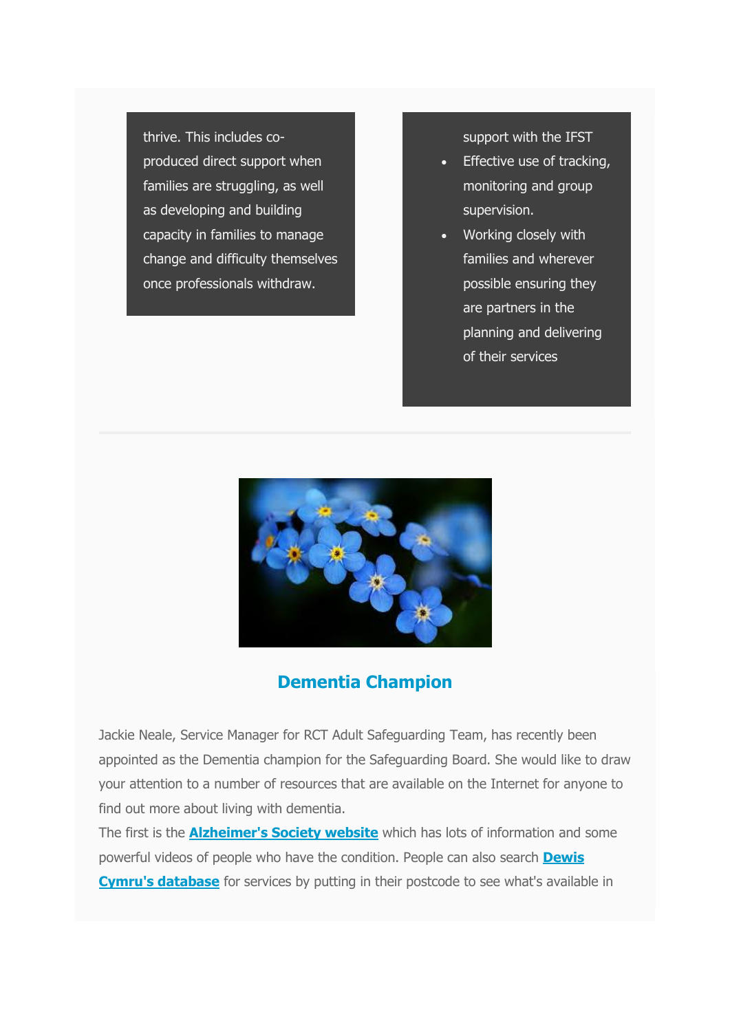thrive. This includes co-produced direct support when families are struggling, as well as developing and building capacity in families to manage change and difficulty themselves once professionals withdraw.

support with the IFST

- Effective use of tracking, monitoring and group supervision.
- Working closely with families and wherever possible ensuring they are partners in the planning and delivering of their services

---

## Dementia Champion

Jackie Neale, Service Manager for RCT Adult Safeguarding Team, has recently been appointed as the Dementia champion for the Safeguarding Board. She would like to draw your attention to a number of resources that are available on the Internet for anyone to find out more about living with dementia.

The first is the **Alzheimer's Society website** which has lots of information and some powerful videos of people who have the condition. People can also search **Dewis Cymru's database** for services by putting in their postcode to see what's available in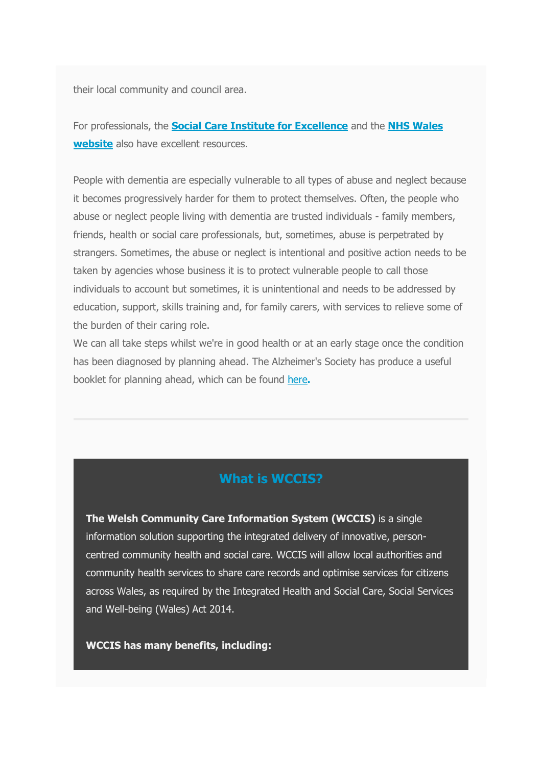their local community and council area.

For professionals, the **Social Care Institute for Excellence** and the **NHS Wales website** also have excellent resources.

People with dementia are especially vulnerable to all types of abuse and neglect because it becomes progressively harder for them to protect themselves. Often, the people who abuse or neglect people living with dementia are trusted individuals - family members, friends, health or social care professionals, but, sometimes, abuse is perpetrated by strangers. Sometimes, the abuse or neglect is intentional and positive action needs to be taken by agencies whose business it is to protect vulnerable people to call those individuals to account but sometimes, it is unintentional and needs to be addressed by education, support, skills training and, for family carers, with services to relieve some of the burden of their caring role.
We can all take steps whilst we're in good health or at an early stage once the condition has been diagnosed by planning ahead. The Alzheimer's Society has produce a useful booklet for planning ahead, which can be found here.

---

## What is WCCIS?

**The Welsh Community Care Information System (WCCIS)** is a single information solution supporting the integrated delivery of innovative, person-centred community health and social care. WCCIS will allow local authorities and community health services to share care records and optimise services for citizens across Wales, as required by the Integrated Health and Social Care, Social Services and Well-being (Wales) Act 2014.

**WCCIS has many benefits, including:**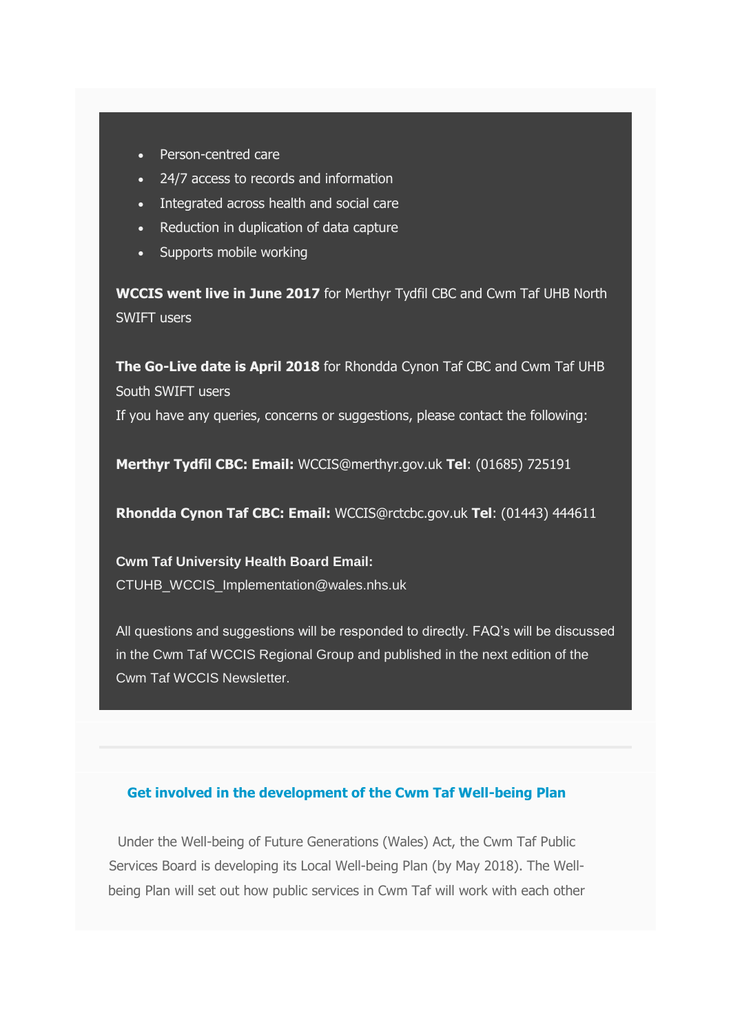- Person-centred care
- 24/7 access to records and information
- Integrated across health and social care
- Reduction in duplication of data capture
- Supports mobile working

**WCCIS went live in June 2017** for Merthyr Tydfil CBC and Cwm Taf UHB North SWIFT users

**The Go-Live date is April 2018** for Rhondda Cynon Taf CBC and Cwm Taf UHB South SWIFT users

If you have any queries, concerns or suggestions, please contact the following:

**Merthyr Tydfil CBC: Email:** WCCIS@merthyr.gov.uk **Tel**: (01685) 725191

**Rhondda Cynon Taf CBC: Email:** WCCIS@rctcbc.gov.uk **Tel**: (01443) 444611

**Cwm Taf University Health Board Email:**
CTUHB_WCCIS_Implementation@wales.nhs.uk

All questions and suggestions will be responded to directly. FAQ's will be discussed in the Cwm Taf WCCIS Regional Group and published in the next edition of the Cwm Taf WCCIS Newsletter.

---

## Get involved in the development of the Cwm Taf Well-being Plan

Under the Well-being of Future Generations (Wales) Act, the Cwm Taf Public Services Board is developing its Local Well-being Plan (by May 2018). The Well-being Plan will set out how public services in Cwm Taf will work with each other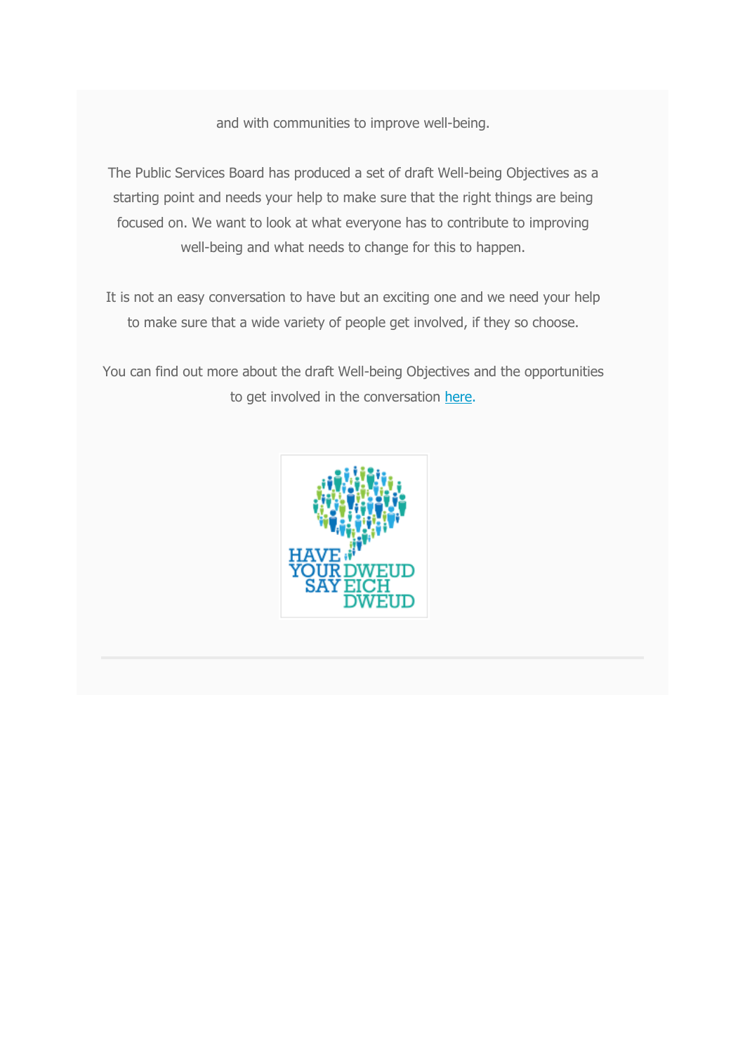and with communities to improve well-being.

The Public Services Board has produced a set of draft Well-being Objectives as a starting point and needs your help to make sure that the right things are being focused on. We want to look at what everyone has to contribute to improving well-being and what needs to change for this to happen.

It is not an easy conversation to have but an exciting one and we need your help to make sure that a wide variety of people get involved, if they so choose.

You can find out more about the draft Well-being Objectives and the opportunities to get involved in the conversation here.

HAVE YOUR SAY DWEUD EICH DWEUD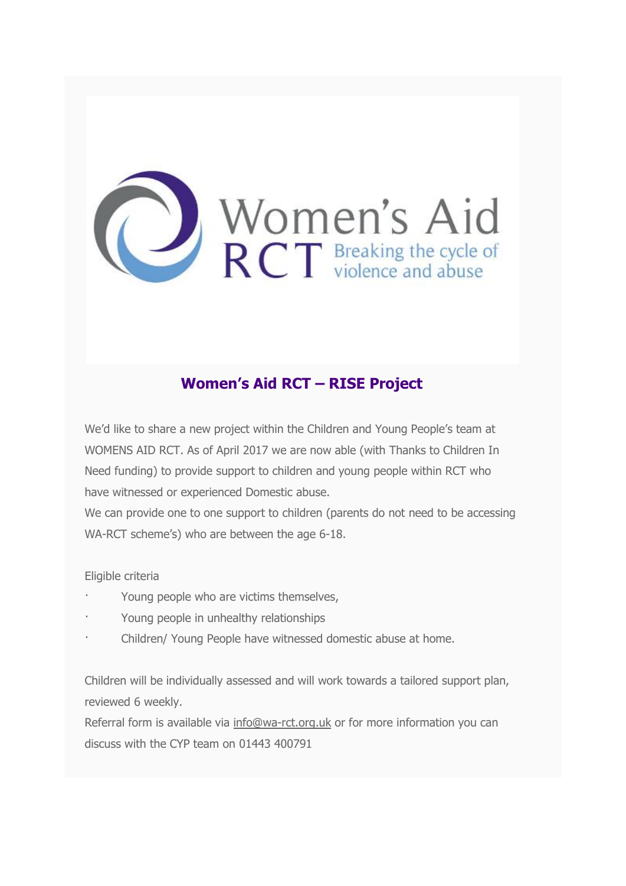## Women's Aid RCT – RISE Project

We'd like to share a new project within the Children and Young People's team at WOMENS AID RCT. As of April 2017 we are now able (with Thanks to Children In Need funding) to provide support to children and young people within RCT who have witnessed or experienced Domestic abuse.

We can provide one to one support to children (parents do not need to be accessing WA-RCT scheme's) who are between the age 6-18.

Eligible criteria

- Young people who are victims themselves,
- Young people in unhealthy relationships
- Children/ Young People have witnessed domestic abuse at home.

Children will be individually assessed and will work towards a tailored support plan, reviewed 6 weekly.

Referral form is available via info@wa-rct.org.uk or for more information you can discuss with the CYP team on 01443 400791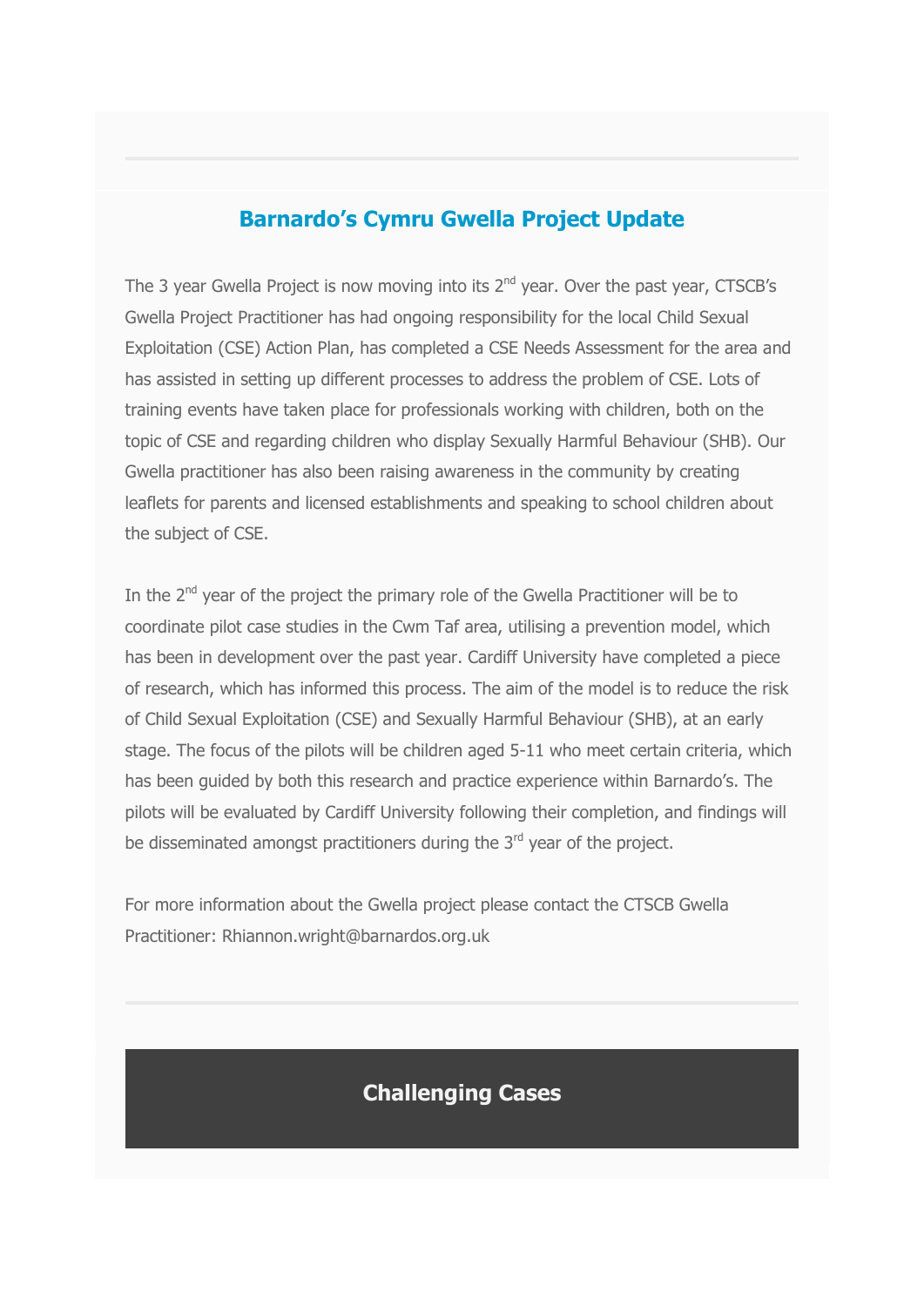## Barnardo's Cymru Gwella Project Update

The 3 year Gwella Project is now moving into its 2nd year. Over the past year, CTSCB's Gwella Project Practitioner has had ongoing responsibility for the local Child Sexual Exploitation (CSE) Action Plan, has completed a CSE Needs Assessment for the area and has assisted in setting up different processes to address the problem of CSE. Lots of training events have taken place for professionals working with children, both on the topic of CSE and regarding children who display Sexually Harmful Behaviour (SHB). Our Gwella practitioner has also been raising awareness in the community by creating leaflets for parents and licensed establishments and speaking to school children about the subject of CSE.

In the 2nd year of the project the primary role of the Gwella Practitioner will be to coordinate pilot case studies in the Cwm Taf area, utilising a prevention model, which has been in development over the past year. Cardiff University have completed a piece of research, which has informed this process. The aim of the model is to reduce the risk of Child Sexual Exploitation (CSE) and Sexually Harmful Behaviour (SHB), at an early stage. The focus of the pilots will be children aged 5-11 who meet certain criteria, which has been guided by both this research and practice experience within Barnardo's. The pilots will be evaluated by Cardiff University following their completion, and findings will be disseminated amongst practitioners during the 3rd year of the project.

For more information about the Gwella project please contact the CTSCB Gwella Practitioner: Rhiannon.wright@barnardos.org.uk

## Challenging Cases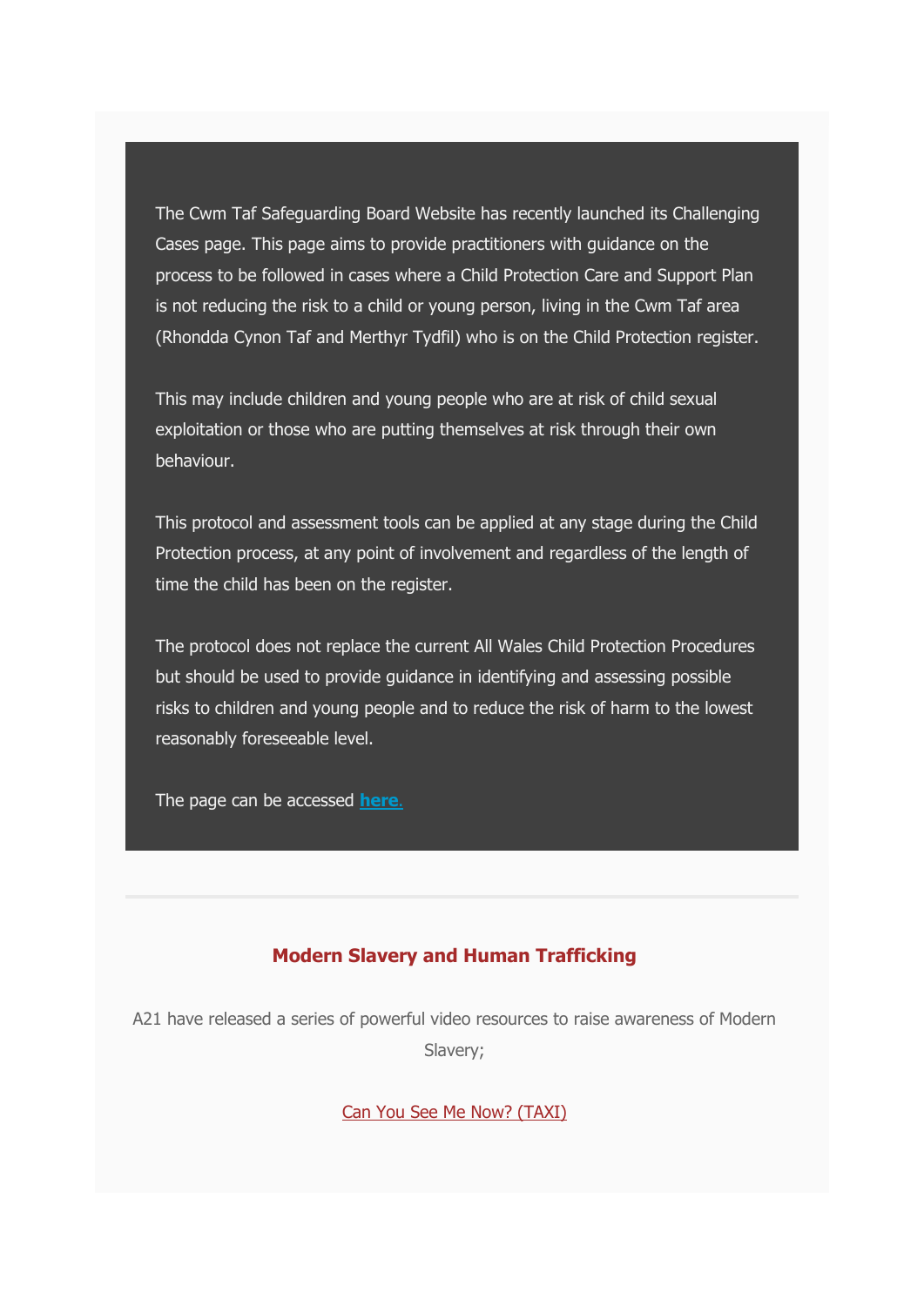The Cwm Taf Safeguarding Board Website has recently launched its Challenging Cases page. This page aims to provide practitioners with guidance on the process to be followed in cases where a Child Protection Care and Support Plan is not reducing the risk to a child or young person, living in the Cwm Taf area (Rhondda Cynon Taf and Merthyr Tydfil) who is on the Child Protection register.

This may include children and young people who are at risk of child sexual exploitation or those who are putting themselves at risk through their own behaviour.

This protocol and assessment tools can be applied at any stage during the Child Protection process, at any point of involvement and regardless of the length of time the child has been on the register.

The protocol does not replace the current All Wales Child Protection Procedures but should be used to provide guidance in identifying and assessing possible risks to children and young people and to reduce the risk of harm to the lowest reasonably foreseeable level.

The page can be accessed **here.**

---

## Modern Slavery and Human Trafficking

A21 have released a series of powerful video resources to raise awareness of Modern Slavery;

Can You See Me Now? (TAXI)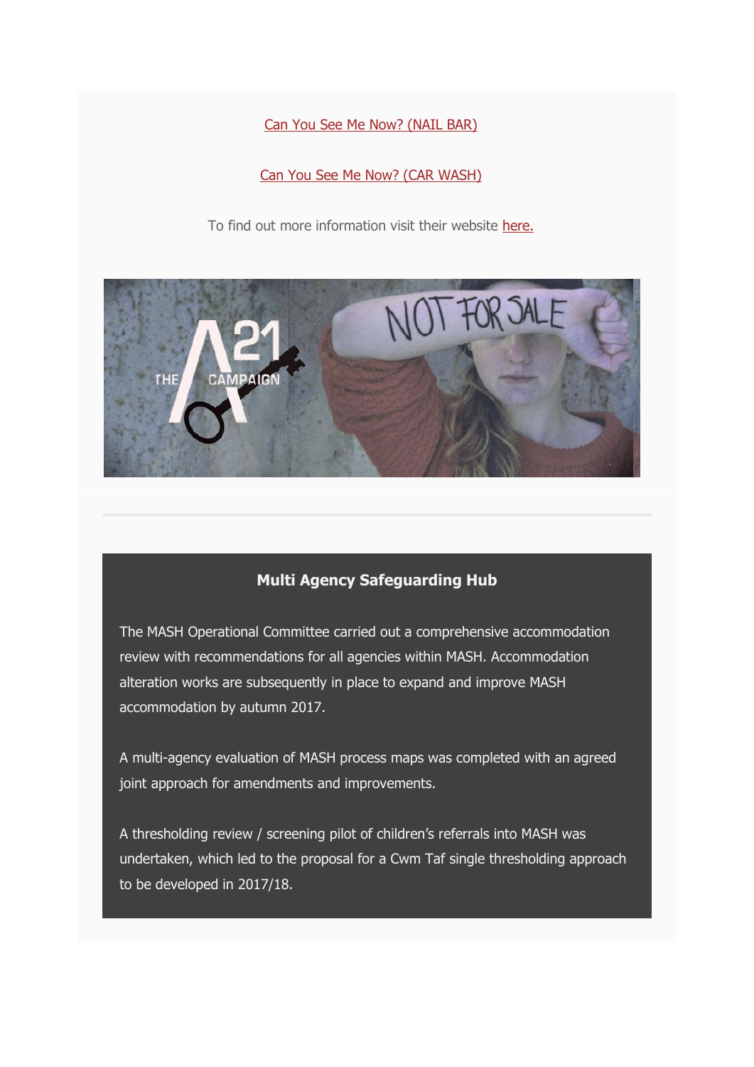[Can You See Me Now? (NAIL BAR)]

[Can You See Me Now? (CAR WASH)]

To find out more information visit their website [here.]

## Multi Agency Safeguarding Hub

The MASH Operational Committee carried out a comprehensive accommodation review with recommendations for all agencies within MASH. Accommodation alteration works are subsequently in place to expand and improve MASH accommodation by autumn 2017.

A multi-agency evaluation of MASH process maps was completed with an agreed joint approach for amendments and improvements.

A thresholding review / screening pilot of children's referrals into MASH was undertaken, which led to the proposal for a Cwm Taf single thresholding approach to be developed in 2017/18.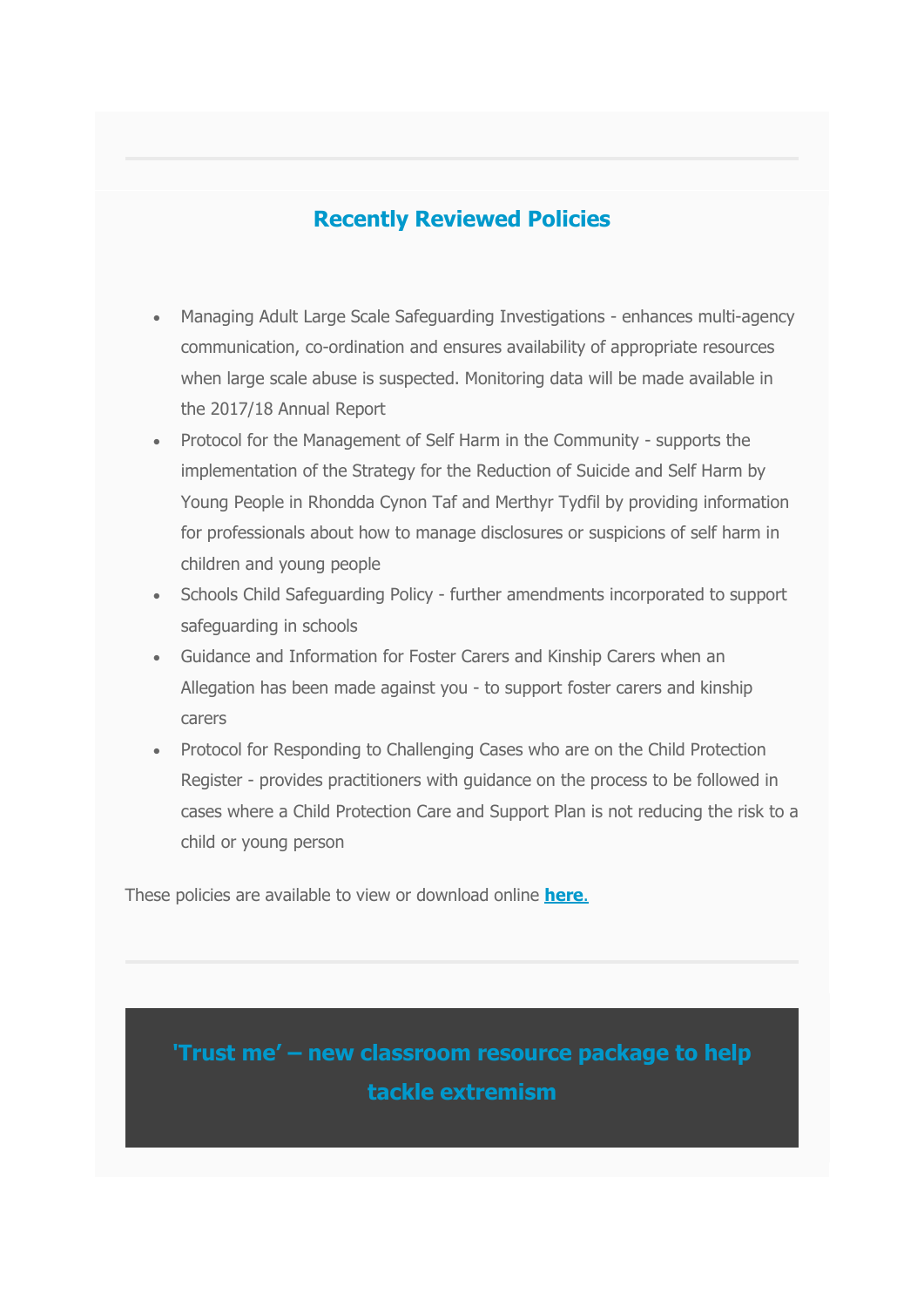## Recently Reviewed Policies

- Managing Adult Large Scale Safeguarding Investigations - enhances multi-agency communication, co-ordination and ensures availability of appropriate resources when large scale abuse is suspected. Monitoring data will be made available in the 2017/18 Annual Report
- Protocol for the Management of Self Harm in the Community - supports the implementation of the Strategy for the Reduction of Suicide and Self Harm by Young People in Rhondda Cynon Taf and Merthyr Tydfil by providing information for professionals about how to manage disclosures or suspicions of self harm in children and young people
- Schools Child Safeguarding Policy - further amendments incorporated to support safeguarding in schools
- Guidance and Information for Foster Carers and Kinship Carers when an Allegation has been made against you - to support foster carers and kinship carers
- Protocol for Responding to Challenging Cases who are on the Child Protection Register - provides practitioners with guidance on the process to be followed in cases where a Child Protection Care and Support Plan is not reducing the risk to a child or young person

These policies are available to view or download online **here**.

## 'Trust me' – new classroom resource package to help tackle extremism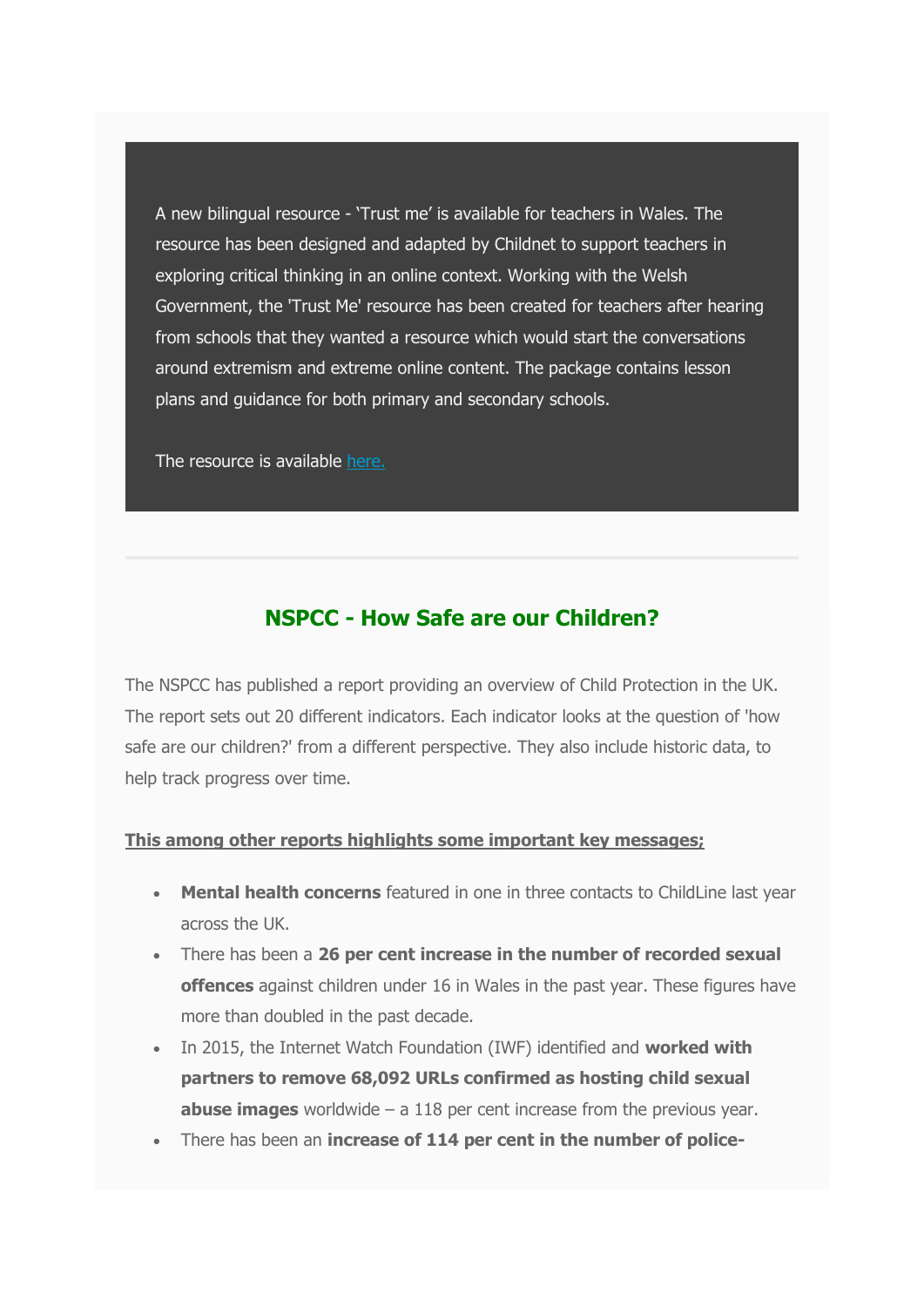A new bilingual resource - 'Trust me' is available for teachers in Wales. The resource has been designed and adapted by Childnet to support teachers in exploring critical thinking in an online context. Working with the Welsh Government, the 'Trust Me' resource has been created for teachers after hearing from schools that they wanted a resource which would start the conversations around extremism and extreme online content. The package contains lesson plans and guidance for both primary and secondary schools.

The resource is available here.

---

## NSPCC - How Safe are our Children?

The NSPCC has published a report providing an overview of Child Protection in the UK. The report sets out 20 different indicators. Each indicator looks at the question of 'how safe are our children?' from a different perspective. They also include historic data, to help track progress over time.

**This among other reports highlights some important key messages;**

- **Mental health concerns** featured in one in three contacts to ChildLine last year across the UK.
- There has been a **26 per cent increase in the number of recorded sexual offences** against children under 16 in Wales in the past year. These figures have more than doubled in the past decade.
- In 2015, the Internet Watch Foundation (IWF) identified and **worked with partners to remove 68,092 URLs confirmed as hosting child sexual abuse images** worldwide – a 118 per cent increase from the previous year.
- There has been an **increase of 114 per cent in the number of police-**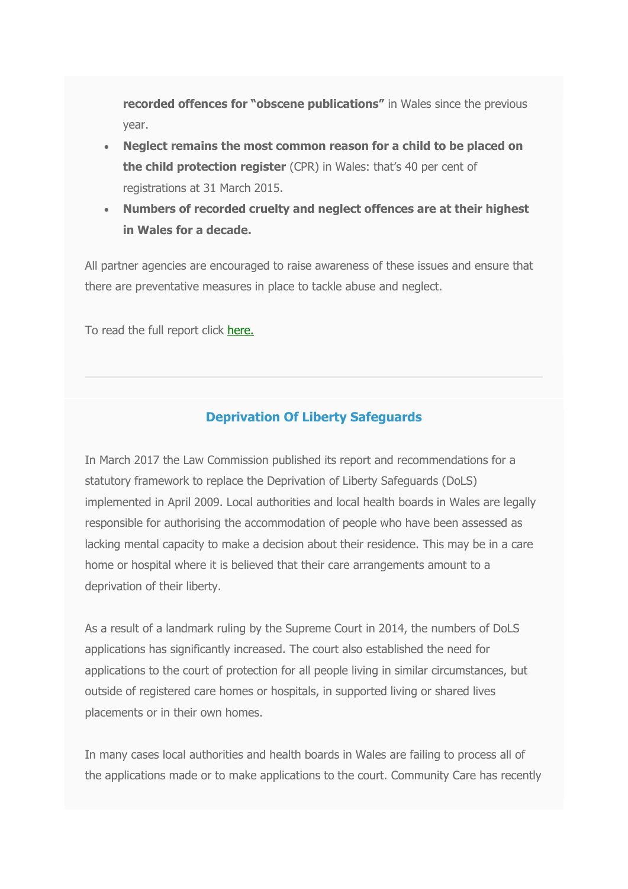**recorded offences for "obscene publications"** in Wales since the previous year.

- **Neglect remains the most common reason for a child to be placed on the child protection register** (CPR) in Wales: that's 40 per cent of registrations at 31 March 2015.
- **Numbers of recorded cruelty and neglect offences are at their highest in Wales for a decade.**

All partner agencies are encouraged to raise awareness of these issues and ensure that there are preventative measures in place to tackle abuse and neglect.

To read the full report click here.

---

## Deprivation Of Liberty Safeguards

In March 2017 the Law Commission published its report and recommendations for a statutory framework to replace the Deprivation of Liberty Safeguards (DoLS) implemented in April 2009. Local authorities and local health boards in Wales are legally responsible for authorising the accommodation of people who have been assessed as lacking mental capacity to make a decision about their residence. This may be in a care home or hospital where it is believed that their care arrangements amount to a deprivation of their liberty.

As a result of a landmark ruling by the Supreme Court in 2014, the numbers of DoLS applications has significantly increased. The court also established the need for applications to the court of protection for all people living in similar circumstances, but outside of registered care homes or hospitals, in supported living or shared lives placements or in their own homes.

In many cases local authorities and health boards in Wales are failing to process all of the applications made or to make applications to the court. Community Care has recently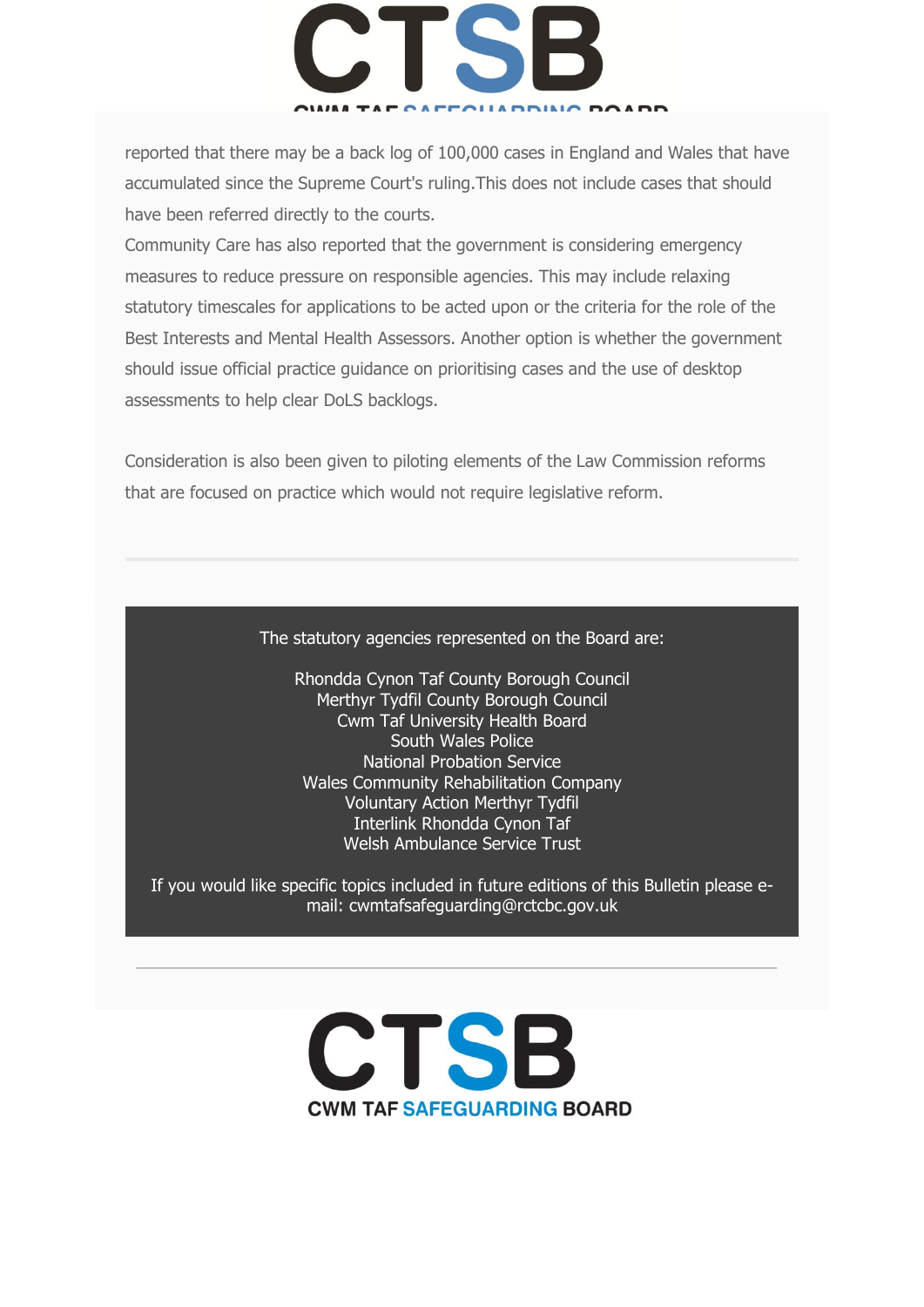reported that there may be a back log of 100,000 cases in England and Wales that have accumulated since the Supreme Court's ruling.This does not include cases that should have been referred directly to the courts.

Community Care has also reported that the government is considering emergency measures to reduce pressure on responsible agencies. This may include relaxing statutory timescales for applications to be acted upon or the criteria for the role of the Best Interests and Mental Health Assessors. Another option is whether the government should issue official practice guidance on prioritising cases and the use of desktop assessments to help clear DoLS backlogs.

Consideration is also been given to piloting elements of the Law Commission reforms that are focused on practice which would not require legislative reform.

---

The statutory agencies represented on the Board are:

Rhondda Cynon Taf County Borough Council
Merthyr Tydfil County Borough Council
Cwm Taf University Health Board
South Wales Police
National Probation Service
Wales Community Rehabilitation Company
Voluntary Action Merthyr Tydfil
Interlink Rhondda Cynon Taf
Welsh Ambulance Service Trust

If you would like specific topics included in future editions of this Bulletin please e-mail: cwmtafsafeguarding@rctcbc.gov.uk

---

CTSB
CWM TAF SAFEGUARDING BOARD